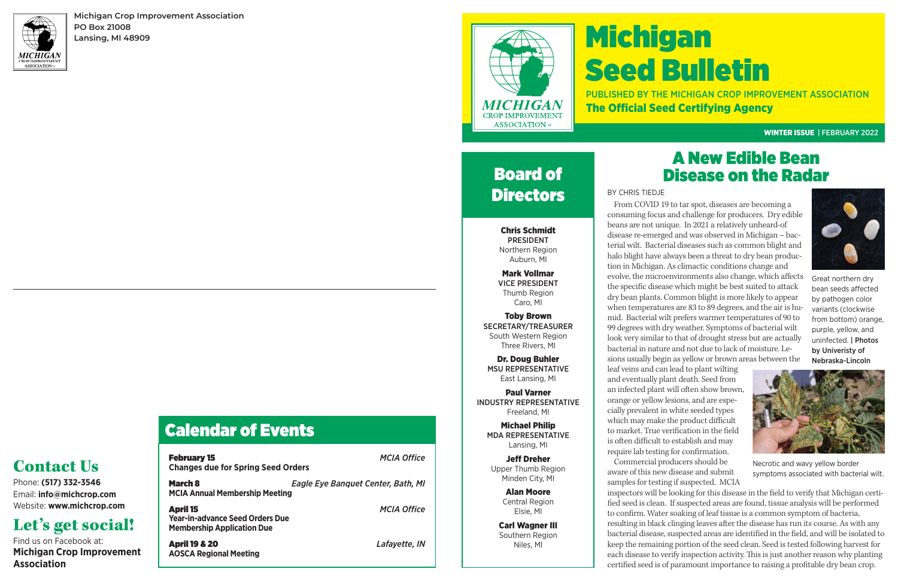Michigan Crop Improvement Association
PO Box 21008
Lansing, MI 48909

## Contact Us

Phone: **(517) 332-3546**
Email: **info@michcrop.com**
Website: **www.michcrop.com**

## Let's get social!

Find us on Facebook at:
**Michigan Crop Improvement Association**

## Calendar of Events

**February 15** — *MCIA Office*
**Changes due for Spring Seed Orders**

**March 8** — *Eagle Eye Banquet Center, Bath, MI*
**MCIA Annual Membership Meeting**

**April 15** — *MCIA Office*
**Year-in-advance Seed Orders Due**
**Membership Application Due**

**April 19 & 20** — *Lafayette, IN*
**AOSCA Regional Meeting**

# Michigan Seed Bulletin

PUBLISHED BY THE MICHIGAN CROP IMPROVEMENT ASSOCIATION
**The Official Seed Certifying Agency**

**WINTER ISSUE** | FEBRUARY 2022

## Board of Directors

**Chris Schmidt**
PRESIDENT
Northern Region
Auburn, MI

**Mark Vollmar**
VICE PRESIDENT
Thumb Region
Caro, MI

**Toby Brown**
SECRETARY/TREASURER
South Western Region
Three Rivers, MI

**Dr. Doug Buhler**
MSU REPRESENTATIVE
East Lansing, MI

**Paul Varner**
INDUSTRY REPRESENTATIVE
Freeland, MI

**Michael Philip**
MDA REPRESENTATIVE
Lansing, MI

**Jeff Dreher**
Upper Thumb Region
Minden City, MI

**Alan Moore**
Central Region
Elsie, MI

**Carl Wagner III**
Southern Region
Niles, MI

## A New Edible Bean Disease on the Radar

BY CHRIS TIEDJE

From COVID 19 to tar spot, diseases are becoming a consuming focus and challenge for producers. Dry edible beans are not unique. In 2021 a relatively unheard-of disease re-emerged and was observed in Michigan – bacterial wilt. Bacterial diseases such as common blight and halo blight have always been a threat to dry bean production in Michigan. As climactic conditions change and evolve, the microenvironments also change, which affects the specific disease which might be best suited to attack dry bean plants. Common blight is more likely to appear when temperatures are 83 to 89 degrees, and the air is humid. Bacterial wilt prefers warmer temperatures of 90 to 99 degrees with dry weather. Symptoms of bacterial wilt look very similar to that of drought stress but are actually bacterial in nature and not due to lack of moisture. Lesions usually begin as yellow or brown areas between the leaf veins and can lead to plant wilting and eventually plant death. Seed from an infected plant will often show brown, orange or yellow lesions, and are especially prevalent in white seeded types which may make the product difficult to market. True verification in the field is often difficult to establish and may require lab testing for confirmation.

Great northern dry bean seeds affected by pathogen color variants (clockwise from bottom) orange, purple, yellow, and uninfected. | **Photos by Univeristy of Nebraska-Lincoln**

Necrotic and wavy yellow border symptoms associated with bacterial wilt.

Commercial producers should be aware of this new disease and submit samples for testing if suspected. MCIA inspectors will be looking for this disease in the field to verify that Michigan certified seed is clean. If suspected areas are found, tissue analysis will be performed to confirm. Water soaking of leaf tissue is a common symptom of bacteria, resulting in black clinging leaves after the disease has run its course. As with any bacterial disease, suspected areas are identified in the field, and will be isolated to keep the remaining portion of the seed clean. Seed is tested following harvest for each disease to verify inspection activity. This is just another reason why planting certified seed is of paramount importance to raising a profitable dry bean crop.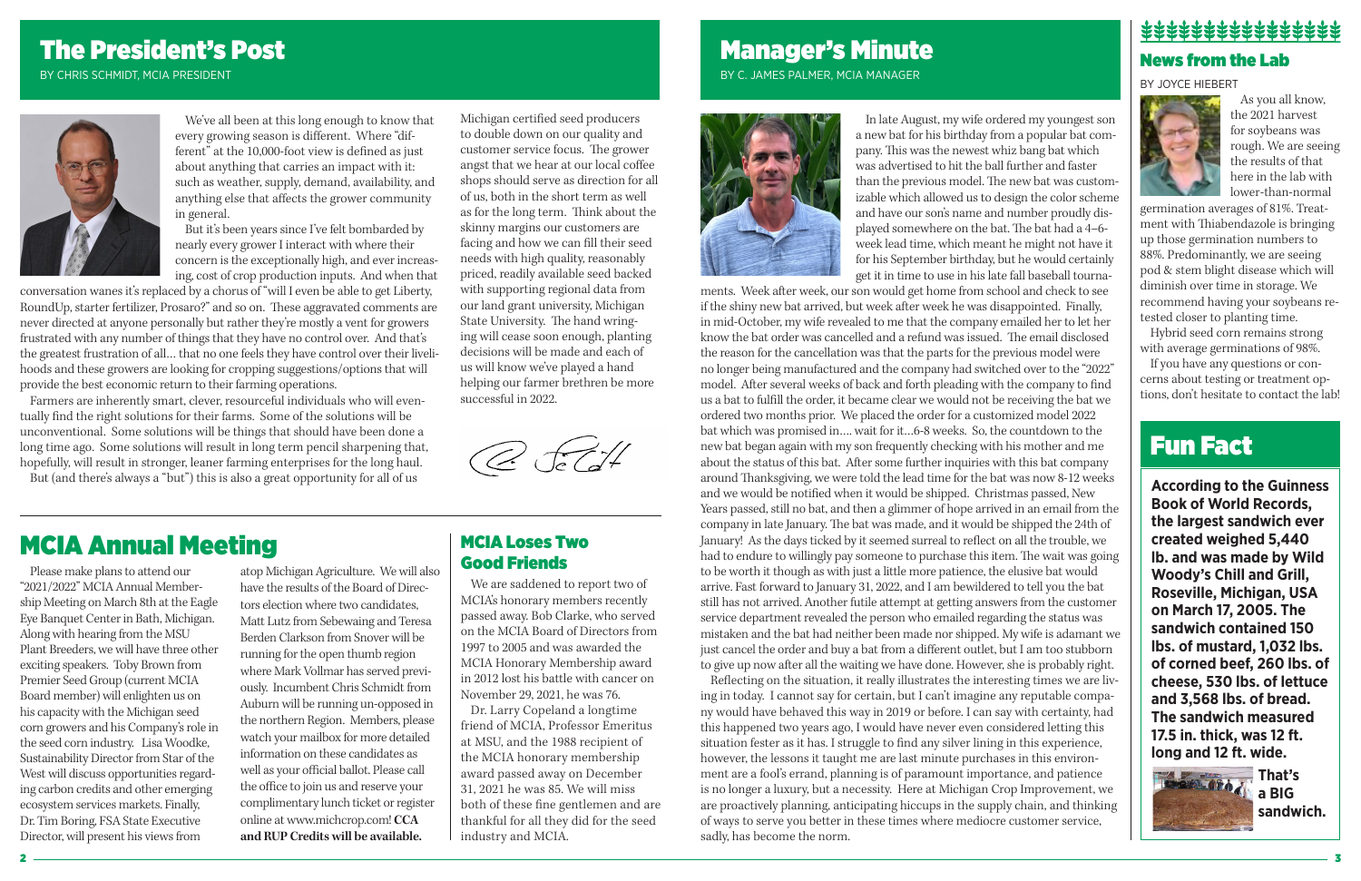# The President's Post

BY CHRIS SCHMIDT, MCIA PRESIDENT

We've all been at this long enough to know that every growing season is different. Where "different" at the 10,000-foot view is defined as just about anything that carries an impact with it: such as weather, supply, demand, availability, and anything else that affects the grower community in general.

But it's been years since I've felt bombarded by nearly every grower I interact with where their concern is the exceptionally high, and ever increasing, cost of crop production inputs. And when that conversation wanes it's replaced by a chorus of "will I even be able to get Liberty, RoundUp, starter fertilizer, Prosaro?" and so on. These aggravated comments are never directed at anyone personally but rather they're mostly a vent for growers frustrated with any number of things that they have no control over. And that's the greatest frustration of all… that no one feels they have control over their livelihoods and these growers are looking for cropping suggestions/options that will provide the best economic return to their farming operations.

Farmers are inherently smart, clever, resourceful individuals who will eventually find the right solutions for their farms. Some of the solutions will be unconventional. Some solutions will be things that should have been done a long time ago. Some solutions will result in long term pencil sharpening that, hopefully, will result in stronger, leaner farming enterprises for the long haul.

But (and there's always a "but") this is also a great opportunity for all of us Michigan certified seed producers to double down on our quality and customer service focus. The grower angst that we hear at our local coffee shops should serve as direction for all of us, both in the short term as well as for the long term. Think about the skinny margins our customers are facing and how we can fill their seed needs with high quality, reasonably priced, readily available seed backed with supporting regional data from our land grant university, Michigan State University. The hand wringing will cease soon enough, planting decisions will be made and each of us will know we've played a hand helping our farmer brethren be more successful in 2022.

# MCIA Annual Meeting

Please make plans to attend our "2021/2022" MCIA Annual Membership Meeting on March 8th at the Eagle Eye Banquet Center in Bath, Michigan. Along with hearing from the MSU Plant Breeders, we will have three other exciting speakers. Toby Brown from Premier Seed Group (current MCIA Board member) will enlighten us on his capacity with the Michigan seed corn growers and his Company's role in the seed corn industry. Lisa Woodke, Sustainability Director from Star of the West will discuss opportunities regarding carbon credits and other emerging ecosystem services markets. Finally, Dr. Tim Boring, FSA State Executive Director, will present his views from atop Michigan Agriculture. We will also have the results of the Board of Directors election where two candidates, Matt Lutz from Sebewaing and Teresa Berden Clarkson from Snover will be running for the open thumb region where Mark Vollmar has served previously. Incumbent Chris Schmidt from Auburn will be running un-opposed in the northern Region. Members, please watch your mailbox for more detailed information on these candidates as well as your official ballot. Please call the office to join us and reserve your complimentary lunch ticket or register online at www.michcrop.com! **CCA and RUP Credits will be available.**

## MCIA Loses Two Good Friends

We are saddened to report two of MCIA's honorary members recently passed away. Bob Clarke, who served on the MCIA Board of Directors from 1997 to 2005 and was awarded the MCIA Honorary Membership award in 2012 lost his battle with cancer on November 29, 2021, he was 76.

Dr. Larry Copeland a longtime friend of MCIA, Professor Emeritus at MSU, and the 1988 recipient of the MCIA honorary membership award passed away on December 31, 2021 he was 85. We will miss both of these fine gentlemen and are thankful for all they did for the seed industry and MCIA.

# Manager's Minute

BY C. JAMES PALMER, MCIA MANAGER

In late August, my wife ordered my youngest son a new bat for his birthday from a popular bat company. This was the newest whiz bang bat which was advertised to hit the ball further and faster than the previous model. The new bat was customizable which allowed us to design the color scheme and have our son's name and number proudly displayed somewhere on the bat. The bat had a 4–6-week lead time, which meant he might not have it for his September birthday, but he would certainly get it in time to use in his late fall baseball tournaments. Week after week, our son would get home from school and check to see if the shiny new bat arrived, but week after week he was disappointed. Finally, in mid-October, my wife revealed to me that the company emailed her to let her know the bat order was cancelled and a refund was issued. The email disclosed the reason for the cancellation was that the parts for the previous model were no longer being manufactured and the company had switched over to the "2022" model. After several weeks of back and forth pleading with the company to find us a bat to fulfill the order, it became clear we would not be receiving the bat we ordered two months prior. We placed the order for a customized model 2022 bat which was promised in…. wait for it…6-8 weeks. So, the countdown to the new bat began again with my son frequently checking with his mother and me about the status of this bat. After some further inquiries with this bat company around Thanksgiving, we were told the lead time for the bat was now 8-12 weeks and we would be notified when it would be shipped. Christmas passed, New Years passed, still no bat, and then a glimmer of hope arrived in an email from the company in late January. The bat was made, and it would be shipped the 24th of January! As the days ticked by it seemed surreal to reflect on all the trouble, we had to endure to willingly pay someone to purchase this item. The wait was going to be worth it though as with just a little more patience, the elusive bat would arrive. Fast forward to January 31, 2022, and I am bewildered to tell you the bat still has not arrived. Another futile attempt at getting answers from the customer service department revealed the person who emailed regarding the status was mistaken and the bat had neither been made nor shipped. My wife is adamant we just cancel the order and buy a bat from a different outlet, but I am too stubborn to give up now after all the waiting we have done. However, she is probably right.

Reflecting on the situation, it really illustrates the interesting times we are living in today. I cannot say for certain, but I can't imagine any reputable company would have behaved this way in 2019 or before. I can say with certainty, had this happened two years ago, I would have never even considered letting this situation fester as it has. I struggle to find any silver lining in this experience, however, the lessons it taught me are last minute purchases in this environment are a fool's errand, planning is of paramount importance, and patience is no longer a luxury, but a necessity. Here at Michigan Crop Improvement, we are proactively planning, anticipating hiccups in the supply chain, and thinking of ways to serve you better in these times where mediocre customer service, sadly, has become the norm.

## News from the Lab

BY JOYCE HIEBERT

As you all know, the 2021 harvest for soybeans was rough. We are seeing the results of that here in the lab with lower-than-normal germination averages of 81%. Treatment with Thiabendazole is bringing up those germination numbers to 88%. Predominantly, we are seeing pod & stem blight disease which will diminish over time in storage. We recommend having your soybeans retested closer to planting time.

Hybrid seed corn remains strong with average germinations of 98%.

If you have any questions or concerns about testing or treatment options, don't hesitate to contact the lab!

# Fun Fact

**According to the Guinness Book of World Records, the largest sandwich ever created weighed 5,440 lb. and was made by Wild Woody's Chill and Grill, Roseville, Michigan, USA on March 17, 2005. The sandwich contained 150 lbs. of mustard, 1,032 lbs. of corned beef, 260 lbs. of cheese, 530 lbs. of lettuce and 3,568 lbs. of bread. The sandwich measured 17.5 in. thick, was 12 ft. long and 12 ft. wide.**

**That's a BIG sandwich.**